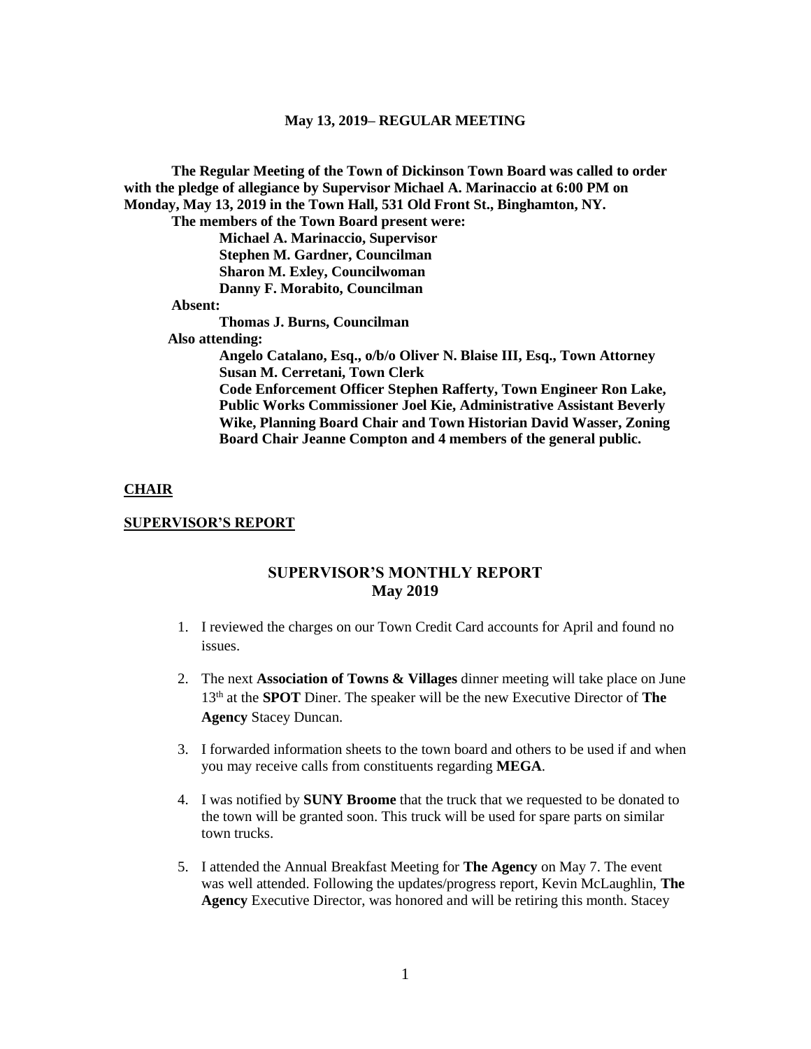**May 13, 2019– REGULAR MEETING**

**The Regular Meeting of the Town of Dickinson Town Board was called to order with the pledge of allegiance by Supervisor Michael A. Marinaccio at 6:00 PM on Monday, May 13, 2019 in the Town Hall, 531 Old Front St., Binghamton, NY.**

**The members of the Town Board present were:**

**Michael A. Marinaccio, Supervisor**
**Stephen M. Gardner, Councilman**
**Sharon M. Exley, Councilwoman**
**Danny F. Morabito, Councilman**

**Absent:**

**Thomas J. Burns, Councilman**

**Also attending:**

**Angelo Catalano, Esq., o/b/o Oliver N. Blaise III, Esq., Town Attorney**
**Susan M. Cerretani, Town Clerk**
**Code Enforcement Officer Stephen Rafferty, Town Engineer Ron Lake, Public Works Commissioner Joel Kie, Administrative Assistant Beverly Wike, Planning Board Chair and Town Historian David Wasser, Zoning Board Chair Jeanne Compton and 4 members of the general public.**

## CHAIR

## SUPERVISOR'S REPORT

### SUPERVISOR'S MONTHLY REPORT
### May 2019

1. I reviewed the charges on our Town Credit Card accounts for April and found no issues.

2. The next **Association of Towns & Villages** dinner meeting will take place on June 13th at the **SPOT** Diner. The speaker will be the new Executive Director of **The Agency** Stacey Duncan.

3. I forwarded information sheets to the town board and others to be used if and when you may receive calls from constituents regarding **MEGA**.

4. I was notified by **SUNY Broome** that the truck that we requested to be donated to the town will be granted soon. This truck will be used for spare parts on similar town trucks.

5. I attended the Annual Breakfast Meeting for **The Agency** on May 7. The event was well attended. Following the updates/progress report, Kevin McLaughlin, **The Agency** Executive Director, was honored and will be retiring this month. Stacey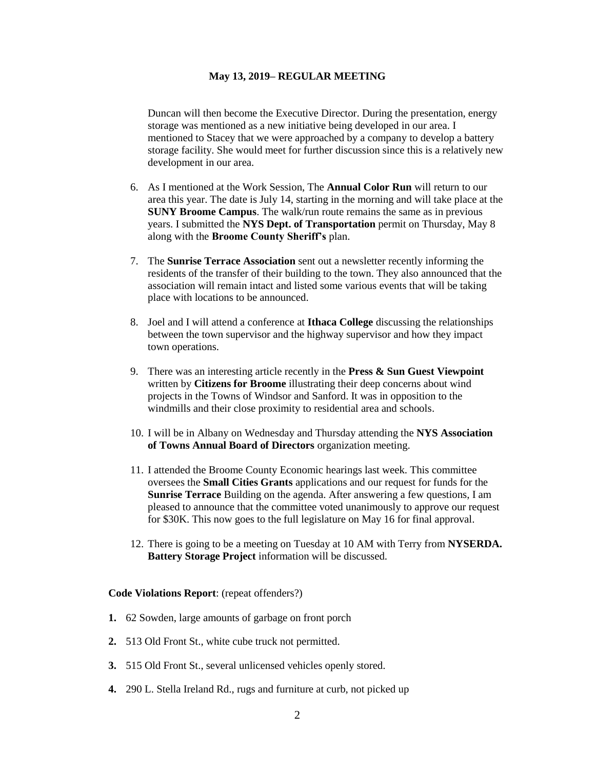Duncan will then become the Executive Director. During the presentation, energy storage was mentioned as a new initiative being developed in our area. I mentioned to Stacey that we were approached by a company to develop a battery storage facility. She would meet for further discussion since this is a relatively new development in our area.

6. As I mentioned at the Work Session, The **Annual Color Run** will return to our area this year. The date is July 14, starting in the morning and will take place at the **SUNY Broome Campus**. The walk/run route remains the same as in previous years. I submitted the **NYS Dept. of Transportation** permit on Thursday, May 8 along with the **Broome County Sheriff's** plan.

7. The **Sunrise Terrace Association** sent out a newsletter recently informing the residents of the transfer of their building to the town. They also announced that the association will remain intact and listed some various events that will be taking place with locations to be announced.

8. Joel and I will attend a conference at **Ithaca College** discussing the relationships between the town supervisor and the highway supervisor and how they impact town operations.

9. There was an interesting article recently in the **Press & Sun Guest Viewpoint** written by **Citizens for Broome** illustrating their deep concerns about wind projects in the Towns of Windsor and Sanford. It was in opposition to the windmills and their close proximity to residential area and schools.

10. I will be in Albany on Wednesday and Thursday attending the **NYS Association of Towns Annual Board of Directors** organization meeting.

11. I attended the Broome County Economic hearings last week. This committee oversees the **Small Cities Grants** applications and our request for funds for the **Sunrise Terrace** Building on the agenda. After answering a few questions, I am pleased to announce that the committee voted unanimously to approve our request for $30K. This now goes to the full legislature on May 16 for final approval.

12. There is going to be a meeting on Tuesday at 10 AM with Terry from **NYSERDA. Battery Storage Project** information will be discussed.

**Code Violations Report**: (repeat offenders?)

1. 62 Sowden, large amounts of garbage on front porch
2. 513 Old Front St., white cube truck not permitted.
3. 515 Old Front St., several unlicensed vehicles openly stored.
4. 290 L. Stella Ireland Rd., rugs and furniture at curb, not picked up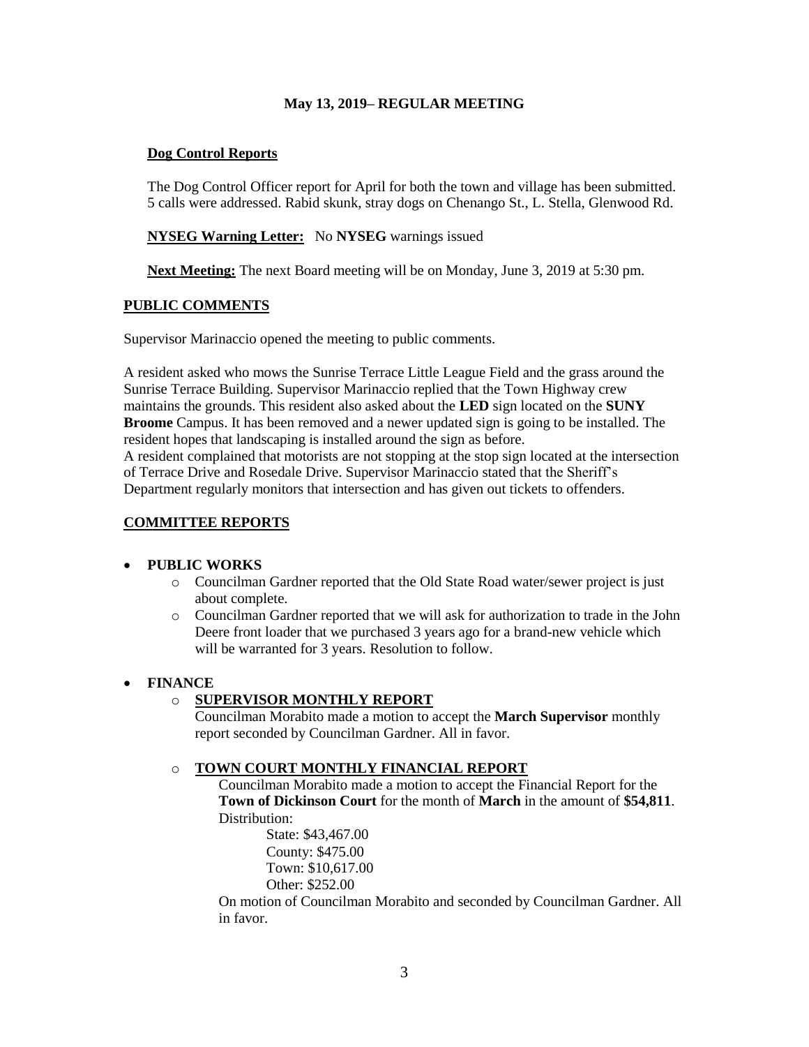**May 13, 2019– REGULAR MEETING**

**Dog Control Reports**

The Dog Control Officer report for April for both the town and village has been submitted. 5 calls were addressed. Rabid skunk, stray dogs on Chenango St., L. Stella, Glenwood Rd.

**NYSEG Warning Letter:** No **NYSEG** warnings issued

**Next Meeting:** The next Board meeting will be on Monday, June 3, 2019 at 5:30 pm.

## PUBLIC COMMENTS

Supervisor Marinaccio opened the meeting to public comments.

A resident asked who mows the Sunrise Terrace Little League Field and the grass around the Sunrise Terrace Building. Supervisor Marinaccio replied that the Town Highway crew maintains the grounds. This resident also asked about the **LED** sign located on the **SUNY Broome** Campus. It has been removed and a newer updated sign is going to be installed. The resident hopes that landscaping is installed around the sign as before.
A resident complained that motorists are not stopping at the stop sign located at the intersection of Terrace Drive and Rosedale Drive. Supervisor Marinaccio stated that the Sheriff's Department regularly monitors that intersection and has given out tickets to offenders.

## COMMITTEE REPORTS

- **PUBLIC WORKS**
  - Councilman Gardner reported that the Old State Road water/sewer project is just about complete.
  - Councilman Gardner reported that we will ask for authorization to trade in the John Deere front loader that we purchased 3 years ago for a brand-new vehicle which will be warranted for 3 years. Resolution to follow.

- **FINANCE**
  - **SUPERVISOR MONTHLY REPORT**
    Councilman Morabito made a motion to accept the **March Supervisor** monthly report seconded by Councilman Gardner. All in favor.

  - **TOWN COURT MONTHLY FINANCIAL REPORT**
    Councilman Morabito made a motion to accept the Financial Report for the **Town of Dickinson Court** for the month of **March** in the amount of **$54,811**.
    Distribution:
    State: $43,467.00
    County: $475.00
    Town: $10,617.00
    Other: $252.00
    On motion of Councilman Morabito and seconded by Councilman Gardner. All in favor.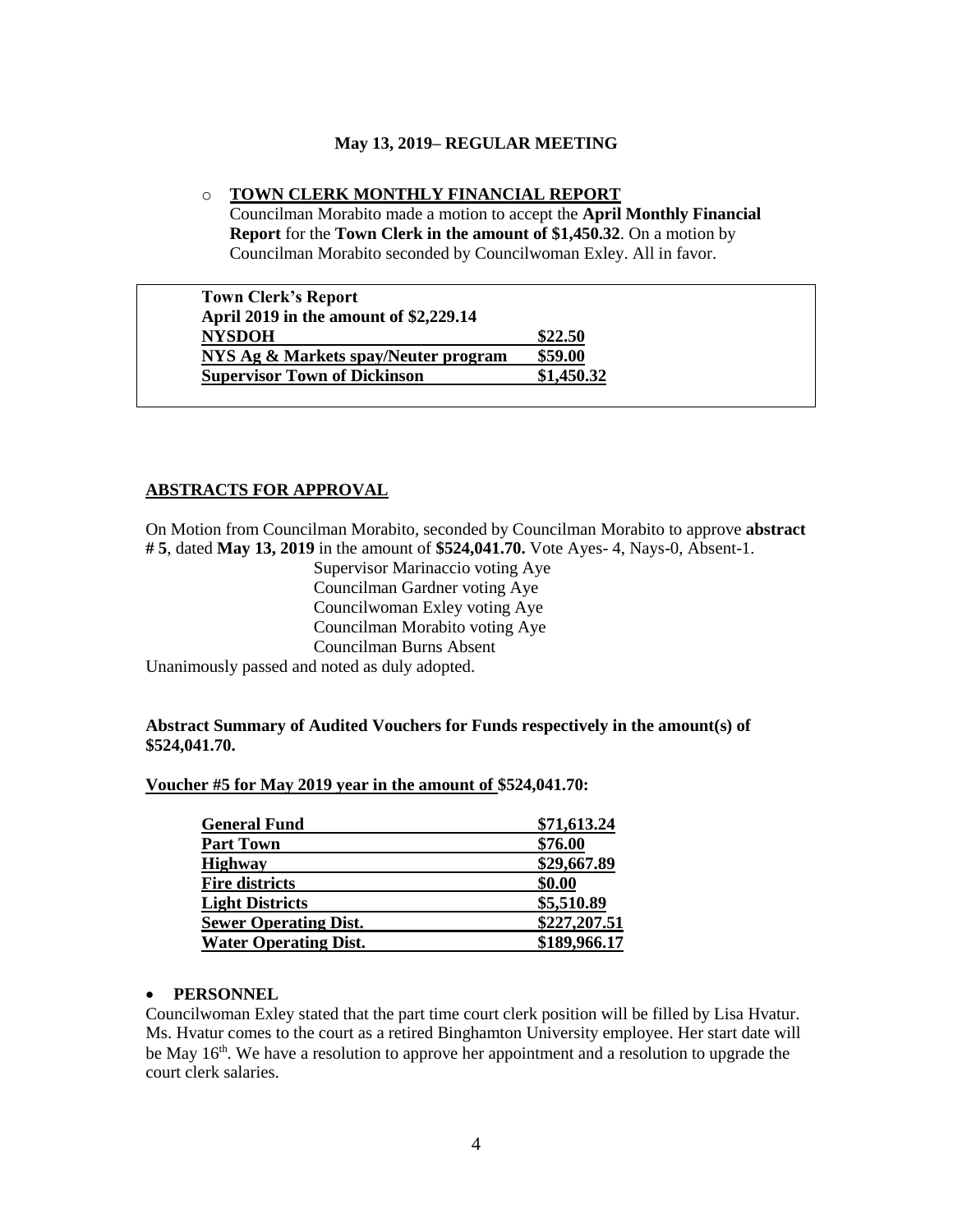**May 13, 2019– REGULAR MEETING**

- **TOWN CLERK MONTHLY FINANCIAL REPORT**
  Councilman Morabito made a motion to accept the **April Monthly Financial Report** for the **Town Clerk in the amount of $1,450.32**. On a motion by Councilman Morabito seconded by Councilwoman Exley. All in favor.

| **Town Clerk's Report** | |
|---|---|
| **April 2019 in the amount of $2,229.14** | |
| **NYSDOH** | **$22.50** |
| **NYS Ag & Markets spay/Neuter program** | **$59.00** |
| **Supervisor Town of Dickinson** | **$1,450.32** |

**ABSTRACTS FOR APPROVAL**

On Motion from Councilman Morabito, seconded by Councilman Morabito to approve **abstract # 5**, dated **May 13, 2019** in the amount of **$524,041.70.** Vote Ayes- 4, Nays-0, Absent-1.

Supervisor Marinaccio voting Aye
Councilman Gardner voting Aye
Councilwoman Exley voting Aye
Councilman Morabito voting Aye
Councilman Burns Absent

Unanimously passed and noted as duly adopted.

**Abstract Summary of Audited Vouchers for Funds respectively in the amount(s) of $524,041.70.**

**Voucher #5 for May 2019 year in the amount of $524,041.70:**

| | |
|---|---|
| **General Fund** | **$71,613.24** |
| **Part Town** | **$76.00** |
| **Highway** | **$29,667.89** |
| **Fire districts** | **$0.00** |
| **Light Districts** | **$5,510.89** |
| **Sewer Operating Dist.** | **$227,207.51** |
| **Water Operating Dist.** | **$189,966.17** |

- **PERSONNEL**

Councilwoman Exley stated that the part time court clerk position will be filled by Lisa Hvatur. Ms. Hvatur comes to the court as a retired Binghamton University employee. Her start date will be May 16th. We have a resolution to approve her appointment and a resolution to upgrade the court clerk salaries.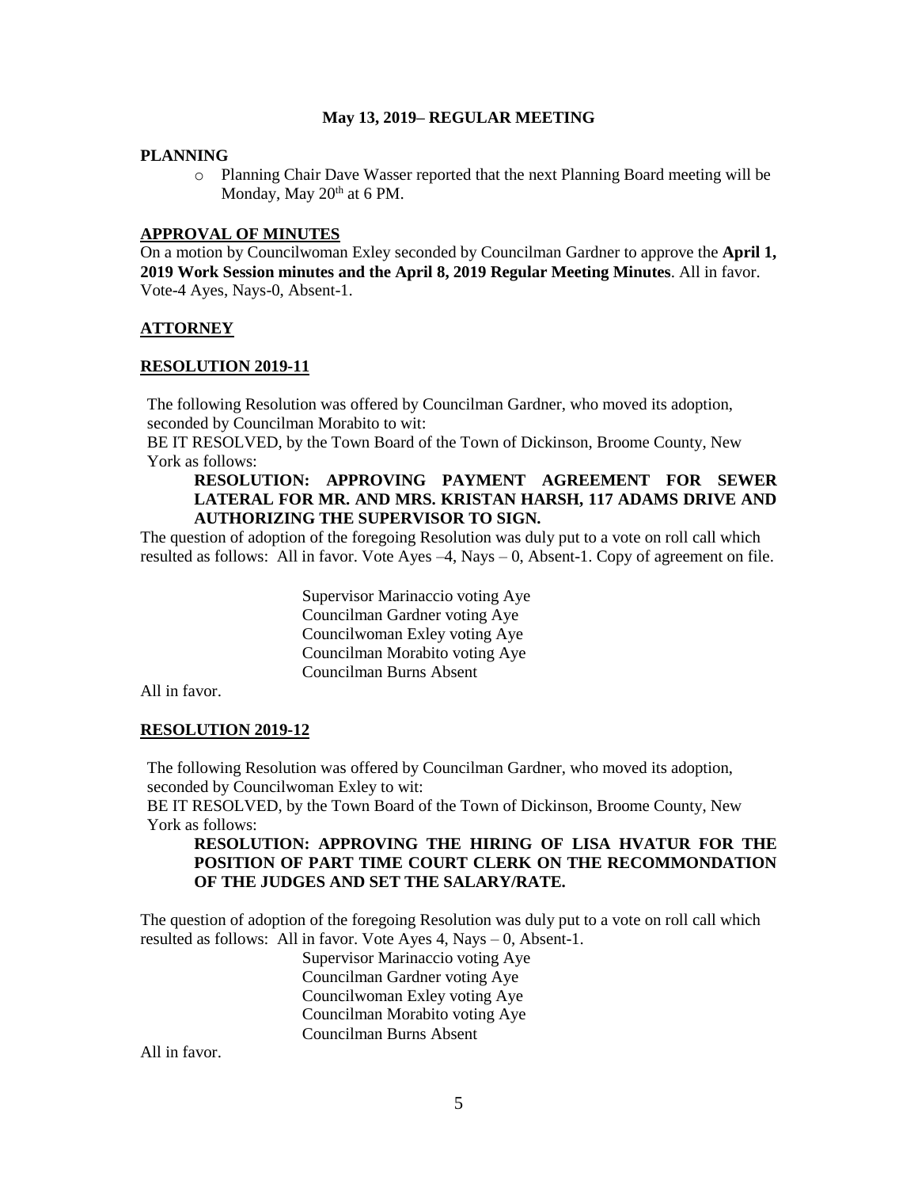**May 13, 2019– REGULAR MEETING**

**PLANNING**

- Planning Chair Dave Wasser reported that the next Planning Board meeting will be Monday, May 20th at 6 PM.

**APPROVAL OF MINUTES**

On a motion by Councilwoman Exley seconded by Councilman Gardner to approve the **April 1, 2019 Work Session minutes and the April 8, 2019 Regular Meeting Minutes**. All in favor. Vote-4 Ayes, Nays-0, Absent-1.

**ATTORNEY**

**RESOLUTION 2019-11**

The following Resolution was offered by Councilman Gardner, who moved its adoption, seconded by Councilman Morabito to wit:

BE IT RESOLVED, by the Town Board of the Town of Dickinson, Broome County, New York as follows:

**RESOLUTION: APPROVING PAYMENT AGREEMENT FOR SEWER LATERAL FOR MR. AND MRS. KRISTAN HARSH, 117 ADAMS DRIVE AND AUTHORIZING THE SUPERVISOR TO SIGN.**

The question of adoption of the foregoing Resolution was duly put to a vote on roll call which resulted as follows: All in favor. Vote Ayes –4, Nays – 0, Absent-1. Copy of agreement on file.

Supervisor Marinaccio voting Aye
Councilman Gardner voting Aye
Councilwoman Exley voting Aye
Councilman Morabito voting Aye
Councilman Burns Absent

All in favor.

**RESOLUTION 2019-12**

The following Resolution was offered by Councilman Gardner, who moved its adoption, seconded by Councilwoman Exley to wit:

BE IT RESOLVED, by the Town Board of the Town of Dickinson, Broome County, New York as follows:

**RESOLUTION: APPROVING THE HIRING OF LISA HVATUR FOR THE POSITION OF PART TIME COURT CLERK ON THE RECOMMONDATION OF THE JUDGES AND SET THE SALARY/RATE.**

The question of adoption of the foregoing Resolution was duly put to a vote on roll call which resulted as follows: All in favor. Vote Ayes 4, Nays – 0, Absent-1.

Supervisor Marinaccio voting Aye
Councilman Gardner voting Aye
Councilwoman Exley voting Aye
Councilman Morabito voting Aye
Councilman Burns Absent

All in favor.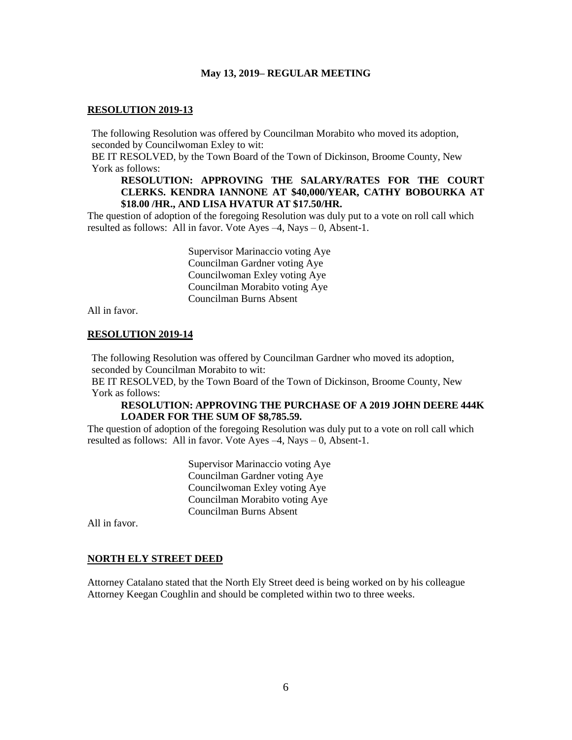**May 13, 2019– REGULAR MEETING**

**RESOLUTION 2019-13**

The following Resolution was offered by Councilman Morabito who moved its adoption, seconded by Councilwoman Exley to wit:

BE IT RESOLVED, by the Town Board of the Town of Dickinson, Broome County, New York as follows:

**RESOLUTION: APPROVING THE SALARY/RATES FOR THE COURT CLERKS. KENDRA IANNONE AT $40,000/YEAR, CATHY BOBOURKA AT $18.00 /HR., AND LISA HVATUR AT $17.50/HR.**

The question of adoption of the foregoing Resolution was duly put to a vote on roll call which resulted as follows: All in favor. Vote Ayes –4, Nays – 0, Absent-1.

Supervisor Marinaccio voting Aye
Councilman Gardner voting Aye
Councilwoman Exley voting Aye
Councilman Morabito voting Aye
Councilman Burns Absent

All in favor.

**RESOLUTION 2019-14**

The following Resolution was offered by Councilman Gardner who moved its adoption, seconded by Councilman Morabito to wit:

BE IT RESOLVED, by the Town Board of the Town of Dickinson, Broome County, New York as follows:

**RESOLUTION: APPROVING THE PURCHASE OF A 2019 JOHN DEERE 444K LOADER FOR THE SUM OF $8,785.59.**

The question of adoption of the foregoing Resolution was duly put to a vote on roll call which resulted as follows: All in favor. Vote Ayes –4, Nays – 0, Absent-1.

Supervisor Marinaccio voting Aye
Councilman Gardner voting Aye
Councilwoman Exley voting Aye
Councilman Morabito voting Aye
Councilman Burns Absent

All in favor.

**NORTH ELY STREET DEED**

Attorney Catalano stated that the North Ely Street deed is being worked on by his colleague Attorney Keegan Coughlin and should be completed within two to three weeks.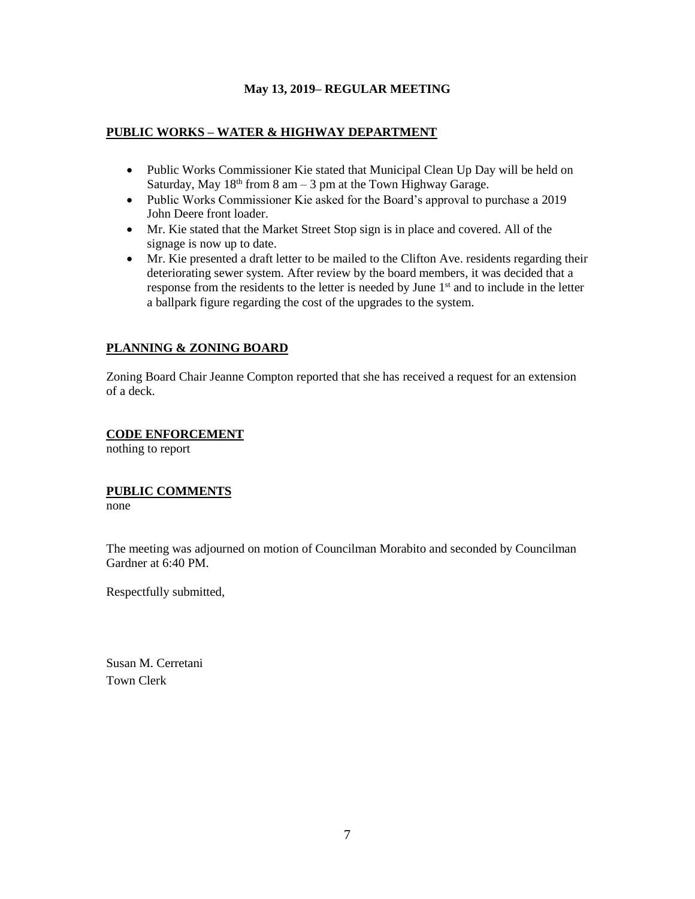**May 13, 2019– REGULAR MEETING**

**PUBLIC WORKS – WATER & HIGHWAY DEPARTMENT**

- Public Works Commissioner Kie stated that Municipal Clean Up Day will be held on Saturday, May 18th from 8 am – 3 pm at the Town Highway Garage.
- Public Works Commissioner Kie asked for the Board's approval to purchase a 2019 John Deere front loader.
- Mr. Kie stated that the Market Street Stop sign is in place and covered. All of the signage is now up to date.
- Mr. Kie presented a draft letter to be mailed to the Clifton Ave. residents regarding their deteriorating sewer system. After review by the board members, it was decided that a response from the residents to the letter is needed by June 1st and to include in the letter a ballpark figure regarding the cost of the upgrades to the system.

**PLANNING & ZONING BOARD**

Zoning Board Chair Jeanne Compton reported that she has received a request for an extension of a deck.

**CODE ENFORCEMENT**

nothing to report

**PUBLIC COMMENTS**

none

The meeting was adjourned on motion of Councilman Morabito and seconded by Councilman Gardner at 6:40 PM.

Respectfully submitted,

Susan M. Cerretani
Town Clerk